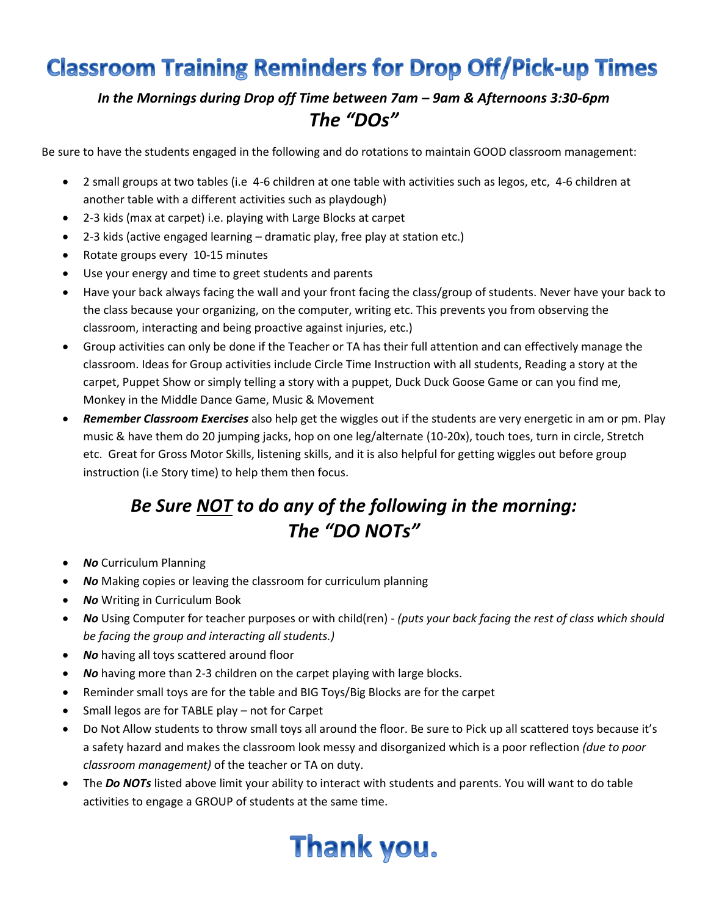# Classroom Training Reminders for Drop Off/Pick-up Times

***In the Mornings during Drop off Time between 7am – 9am & Afternoons 3:30-6pm***

## *The "DOs"*

Be sure to have the students engaged in the following and do rotations to maintain GOOD classroom management:

- 2 small groups at two tables (i.e  4-6 children at one table with activities such as legos, etc,  4-6 children at another table with a different activities such as playdough)
- 2-3 kids (max at carpet) i.e. playing with Large Blocks at carpet
- 2-3 kids (active engaged learning – dramatic play, free play at station etc.)
- Rotate groups every  10-15 minutes
- Use your energy and time to greet students and parents
- Have your back always facing the wall and your front facing the class/group of students. Never have your back to the class because your organizing, on the computer, writing etc. This prevents you from observing the classroom, interacting and being proactive against injuries, etc.)
- Group activities can only be done if the Teacher or TA has their full attention and can effectively manage the classroom. Ideas for Group activities include Circle Time Instruction with all students, Reading a story at the carpet, Puppet Show or simply telling a story with a puppet, Duck Duck Goose Game or can you find me, Monkey in the Middle Dance Game, Music & Movement
- ***Remember Classroom Exercises*** also help get the wiggles out if the students are very energetic in am or pm. Play music & have them do 20 jumping jacks, hop on one leg/alternate (10-20x), touch toes, turn in circle, Stretch etc.  Great for Gross Motor Skills, listening skills, and it is also helpful for getting wiggles out before group instruction (i.e Story time) to help them then focus.

## *Be Sure NOT to do any of the following in the morning: The "DO NOTs"*

- ***No*** Curriculum Planning
- ***No*** Making copies or leaving the classroom for curriculum planning
- ***No*** Writing in Curriculum Book
- ***No*** Using Computer for teacher purposes or with child(ren) - *(puts your back facing the rest of class which should be facing the group and interacting all students.)*
- ***No*** having all toys scattered around floor
- ***No*** having more than 2-3 children on the carpet playing with large blocks.
- Reminder small toys are for the table and BIG Toys/Big Blocks are for the carpet
- Small legos are for TABLE play – not for Carpet
- Do Not Allow students to throw small toys all around the floor. Be sure to Pick up all scattered toys because it's a safety hazard and makes the classroom look messy and disorganized which is a poor reflection *(due to poor classroom management)* of the teacher or TA on duty.
- The ***Do NOTs*** listed above limit your ability to interact with students and parents. You will want to do table activities to engage a GROUP of students at the same time.

# Thank you.